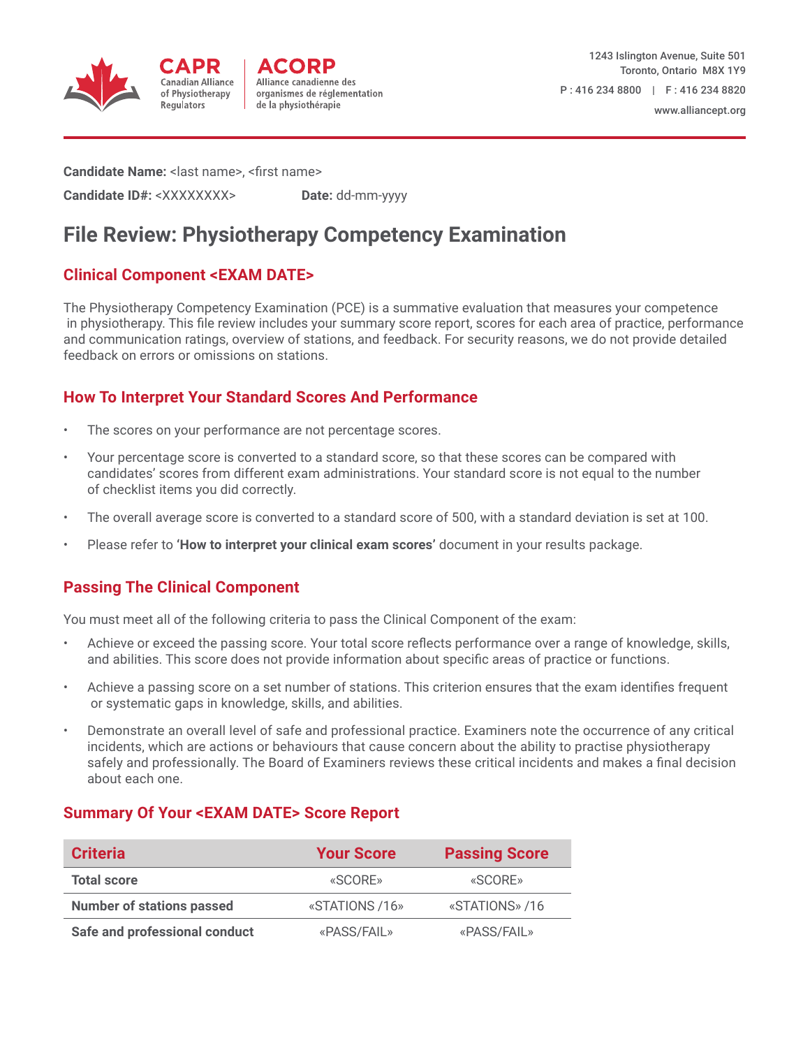CAPR
Canadian Alliance of Physiotherapy Regulators

ACORP
Alliance canadienne des organismes de réglementation de la physiothérapie

1243 Islington Avenue, Suite 501
Toronto, Ontario M8X 1Y9
P : 416 234 8800 | F : 416 234 8820
www.alliancept.org

**Candidate Name:** <last name>, <first name>

**Candidate ID#:** <XXXXXXXX> **Date:** dd-mm-yyyy

# File Review: Physiotherapy Competency Examination

## Clinical Component <EXAM DATE>

The Physiotherapy Competency Examination (PCE) is a summative evaluation that measures your competence in physiotherapy. This file review includes your summary score report, scores for each area of practice, performance and communication ratings, overview of stations, and feedback. For security reasons, we do not provide detailed feedback on errors or omissions on stations.

## How To Interpret Your Standard Scores And Performance

- The scores on your performance are not percentage scores.
- Your percentage score is converted to a standard score, so that these scores can be compared with candidates' scores from different exam administrations. Your standard score is not equal to the number of checklist items you did correctly.
- The overall average score is converted to a standard score of 500, with a standard deviation is set at 100.
- Please refer to **'How to interpret your clinical exam scores'** document in your results package.

## Passing The Clinical Component

You must meet all of the following criteria to pass the Clinical Component of the exam:

- Achieve or exceed the passing score. Your total score reflects performance over a range of knowledge, skills, and abilities. This score does not provide information about specific areas of practice or functions.
- Achieve a passing score on a set number of stations. This criterion ensures that the exam identifies frequent or systematic gaps in knowledge, skills, and abilities.
- Demonstrate an overall level of safe and professional practice. Examiners note the occurrence of any critical incidents, which are actions or behaviours that cause concern about the ability to practise physiotherapy safely and professionally. The Board of Examiners reviews these critical incidents and makes a final decision about each one.

## Summary Of Your <EXAM DATE> Score Report

| Criteria | Your Score | Passing Score |
|---|---|---|
| **Total score** | «SCORE» | «SCORE» |
| **Number of stations passed** | «STATIONS /16» | «STATIONS» /16 |
| **Safe and professional conduct** | «PASS/FAIL» | «PASS/FAIL» |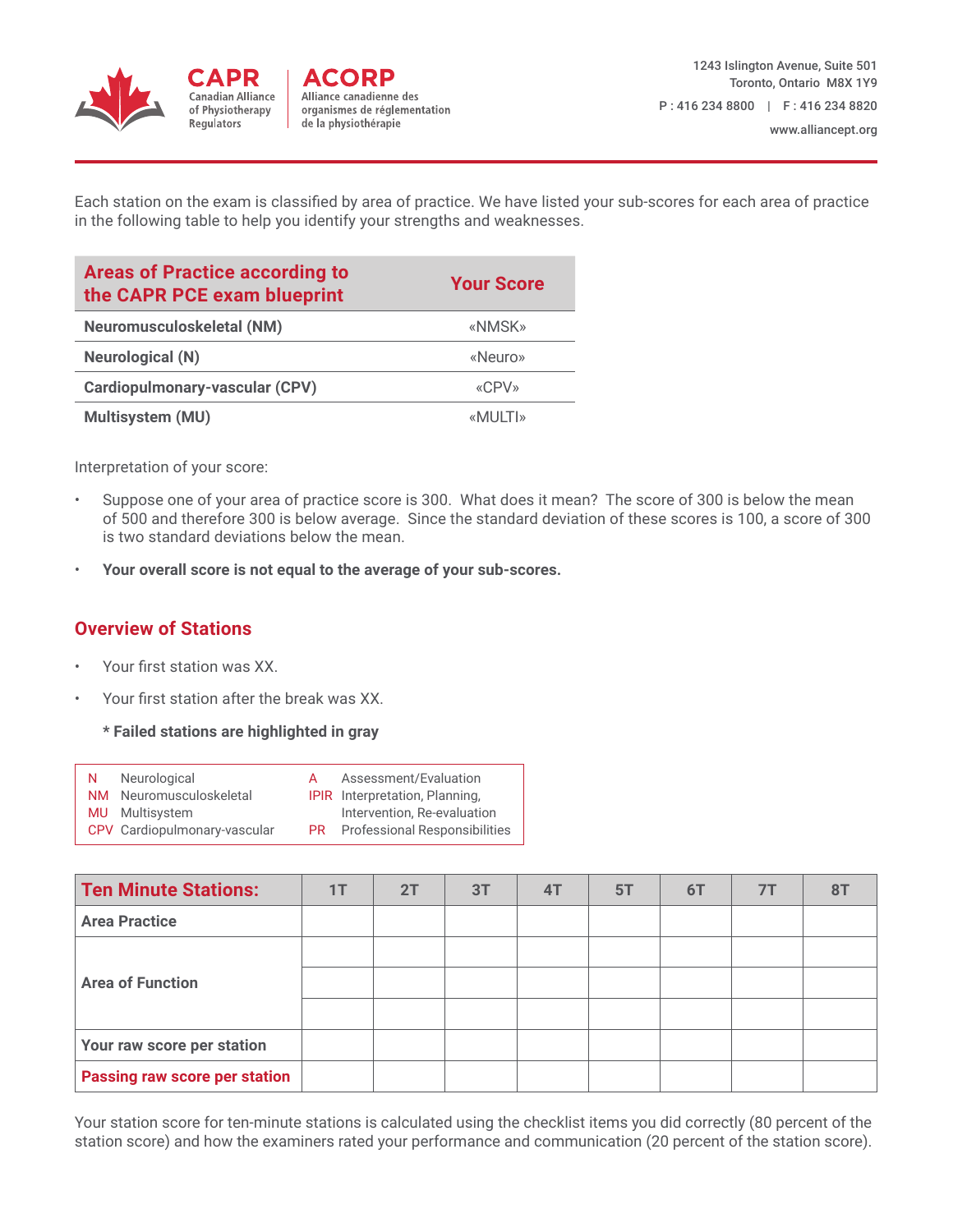Each station on the exam is classified by area of practice. We have listed your sub-scores for each area of practice in the following table to help you identify your strengths and weaknesses.

| Areas of Practice according to the CAPR PCE exam blueprint | Your Score |
|---|---|
| **Neuromusculoskeletal (NM)** | «NMSK» |
| **Neurological (N)** | «Neuro» |
| **Cardiopulmonary-vascular (CPV)** | «CPV» |
| **Multisystem (MU)** | «MULTI» |

Interpretation of your score:

- Suppose one of your area of practice score is 300. What does it mean? The score of 300 is below the mean of 500 and therefore 300 is below average. Since the standard deviation of these scores is 100, a score of 300 is two standard deviations below the mean.
- **Your overall score is not equal to the average of your sub-scores.**

## Overview of Stations

- Your first station was XX.
- Your first station after the break was XX.

  **\* Failed stations are highlighted in gray**

| | | | |
|---|---|---|---|
| N | Neurological | A | Assessment/Evaluation |
| NM | Neuromusculoskeletal | IPIR | Interpretation, Planning, Intervention, Re-evaluation |
| MU | Multisystem | | |
| CPV | Cardiopulmonary-vascular | PR | Professional Responsibilities |

| Ten Minute Stations: | 1T | 2T | 3T | 4T | 5T | 6T | 7T | 8T |
|---|---|---|---|---|---|---|---|---|
| **Area Practice** | | | | | | | | |
| **Area of Function** | | | | | | | | |
| | | | | | | | | |
| | | | | | | | | |
| **Your raw score per station** | | | | | | | | |
| **Passing raw score per station** | | | | | | | | |

Your station score for ten-minute stations is calculated using the checklist items you did correctly (80 percent of the station score) and how the examiners rated your performance and communication (20 percent of the station score).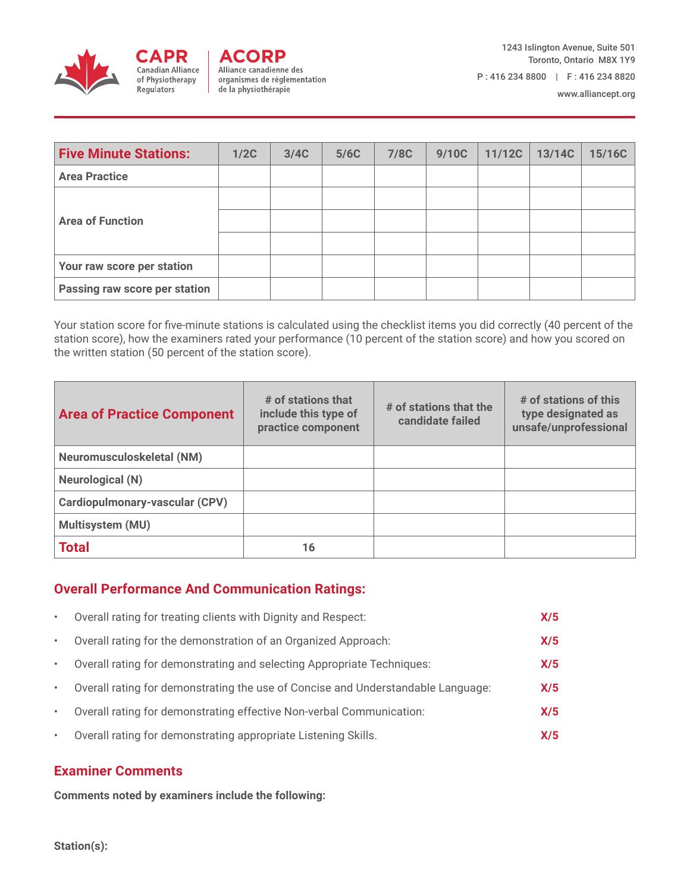CAPR
Canadian Alliance of Physiotherapy Regulators

ACORP
Alliance canadienne des organismes de réglementation de la physiothérapie

1243 Islington Avenue, Suite 501
Toronto, Ontario M8X 1Y9
P : 416 234 8800 | F : 416 234 8820
www.alliancept.org

| Five Minute Stations: | 1/2C | 3/4C | 5/6C | 7/8C | 9/10C | 11/12C | 13/14C | 15/16C |
|---|---|---|---|---|---|---|---|---|
| Area Practice | | | | | | | | |
| Area of Function | | | | | | | | |
| | | | | | | | | |
| | | | | | | | | |
| Your raw score per station | | | | | | | | |
| Passing raw score per station | | | | | | | | |

Your station score for five-minute stations is calculated using the checklist items you did correctly (40 percent of the station score), how the examiners rated your performance (10 percent of the station score) and how you scored on the written station (50 percent of the station score).

| Area of Practice Component | # of stations that include this type of practice component | # of stations that the candidate failed | # of stations of this type designated as unsafe/unprofessional |
|---|---|---|---|
| Neuromusculoskeletal (NM) | | | |
| Neurological (N) | | | |
| Cardiopulmonary-vascular (CPV) | | | |
| Multisystem (MU) | | | |
| **Total** | 16 | | |

## Overall Performance And Communication Ratings:

- Overall rating for treating clients with Dignity and Respect: **X/5**
- Overall rating for the demonstration of an Organized Approach: **X/5**
- Overall rating for demonstrating and selecting Appropriate Techniques: **X/5**
- Overall rating for demonstrating the use of Concise and Understandable Language: **X/5**
- Overall rating for demonstrating effective Non-verbal Communication: **X/5**
- Overall rating for demonstrating appropriate Listening Skills. **X/5**

## Examiner Comments

**Comments noted by examiners include the following:**

**Station(s):**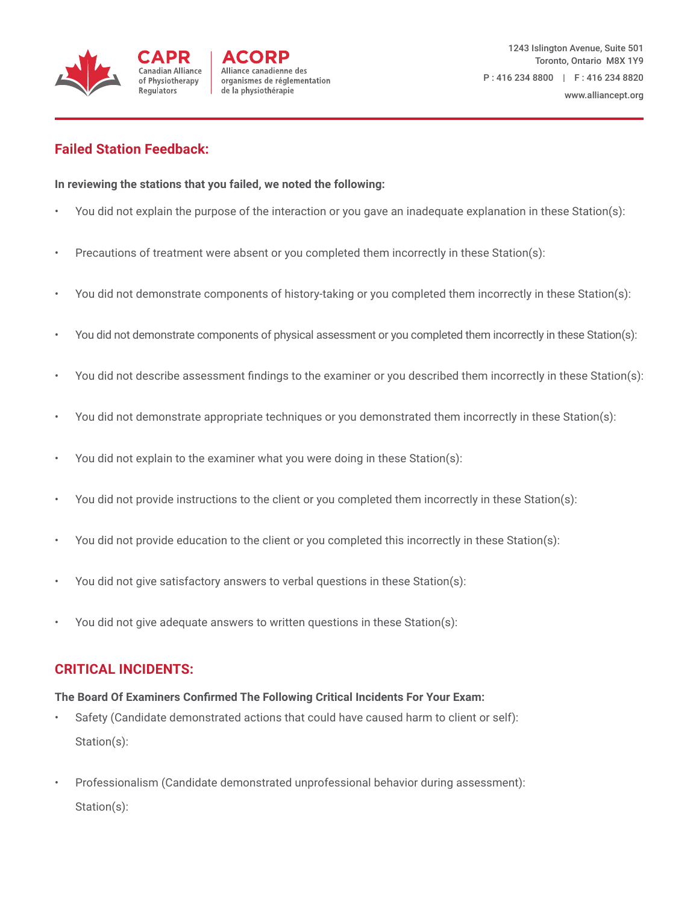## Failed Station Feedback:

**In reviewing the stations that you failed, we noted the following:**

- You did not explain the purpose of the interaction or you gave an inadequate explanation in these Station(s):
- Precautions of treatment were absent or you completed them incorrectly in these Station(s):
- You did not demonstrate components of history-taking or you completed them incorrectly in these Station(s):
- You did not demonstrate components of physical assessment or you completed them incorrectly in these Station(s):
- You did not describe assessment findings to the examiner or you described them incorrectly in these Station(s):
- You did not demonstrate appropriate techniques or you demonstrated them incorrectly in these Station(s):
- You did not explain to the examiner what you were doing in these Station(s):
- You did not provide instructions to the client or you completed them incorrectly in these Station(s):
- You did not provide education to the client or you completed this incorrectly in these Station(s):
- You did not give satisfactory answers to verbal questions in these Station(s):
- You did not give adequate answers to written questions in these Station(s):

## CRITICAL INCIDENTS:

**The Board Of Examiners Confirmed The Following Critical Incidents For Your Exam:**

- Safety (Candidate demonstrated actions that could have caused harm to client or self):

  Station(s):

- Professionalism (Candidate demonstrated unprofessional behavior during assessment):

  Station(s):